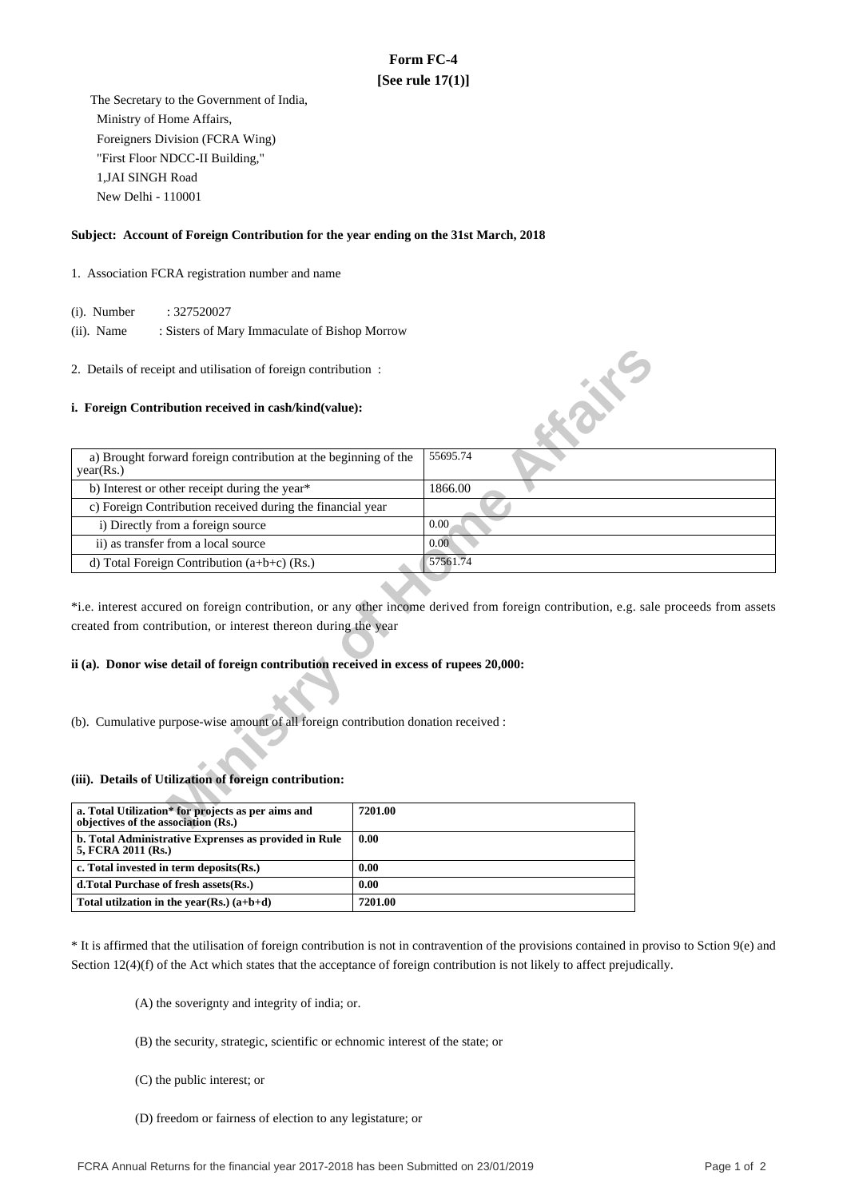# Form FC-4

**[See rule 17(1)]**

The Secretary to the Government of India,
Ministry of Home Affairs,
Foreigners Division (FCRA Wing)
"First Floor NDCC-II Building,"
1,JAI SINGH Road
New Delhi - 110001

**Subject: Account of Foreign Contribution for the year ending on the 31st March, 2018**

1. Association FCRA registration number and name

(i). Number : 327520027

(ii). Name : Sisters of Mary Immaculate of Bishop Morrow

2. Details of receipt and utilisation of foreign contribution :

**i. Foreign Contribution received in cash/kind(value):**

| | |
|---|---|
| a) Brought forward foreign contribution at the beginning of the year(Rs.) | 55695.74 |
| b) Interest or other receipt during the year* | 1866.00 |
| c) Foreign Contribution received during the financial year | |
| i) Directly from a foreign source | 0.00 |
| ii) as transfer from a local source | 0.00 |
| d) Total Foreign Contribution (a+b+c) (Rs.) | 57561.74 |

*i.e. interest accured on foreign contribution, or any other income derived from foreign contribution, e.g. sale proceeds from assets created from contribution, or interest thereon during the year

**ii (a). Donor wise detail of foreign contribution received in excess of rupees 20,000:**

(b). Cumulative purpose-wise amount of all foreign contribution donation received :

**(iii). Details of Utilization of foreign contribution:**

| | |
|---|---|
| **a. Total Utilization* for projects as per aims and objectives of the association (Rs.)** | **7201.00** |
| **b. Total Administrative Exprenses as provided in Rule 5, FCRA 2011 (Rs.)** | **0.00** |
| **c. Total invested in term deposits(Rs.)** | **0.00** |
| **d.Total Purchase of fresh assets(Rs.)** | **0.00** |
| **Total utilzation in the year(Rs.) (a+b+d)** | **7201.00** |

* It is affirmed that the utilisation of foreign contribution is not in contravention of the provisions contained in proviso to Sction 9(e) and Section 12(4)(f) of the Act which states that the acceptance of foreign contribution is not likely to affect prejudically.

(A) the soverignty and integrity of india; or.

(B) the security, strategic, scientific or echnomic interest of the state; or

(C) the public interest; or

(D) freedom or fairness of election to any legistature; or

FCRA Annual Returns for the financial year 2017-2018 has been Submitted on 23/01/2019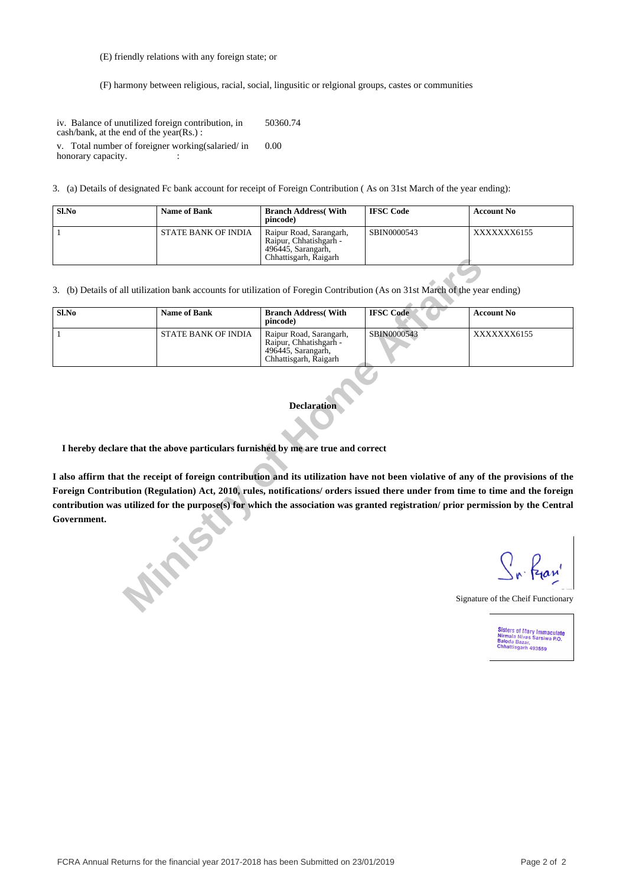(E) friendly relations with any foreign state; or

(F) harmony between religious, racial, social, lingusitic or relgional groups, castes or communities

| | |
|---|---|
| iv. Balance of unutilized foreign contribution, in cash/bank, at the end of the year(Rs.) : | 50360.74 |
| v. Total number of foreigner working(salaried/ in honorary capacity. : | 0.00 |

3. (a) Details of designated Fc bank account for receipt of Foreign Contribution ( As on 31st March of the year ending):

| Sl.No | Name of Bank | Branch Address( With pincode) | IFSC Code | Account No |
|---|---|---|---|---|
| 1 | STATE BANK OF INDIA | Raipur Road, Sarangarh, Raipur, Chhatishgarh - 496445, Sarangarh, Chhattisgarh, Raigarh | SBIN0000543 | XXXXXXX6155 |

3. (b) Details of all utilization bank accounts for utilization of Foregin Contribution (As on 31st March of the year ending)

| Sl.No | Name of Bank | Branch Address( With pincode) | IFSC Code | Account No |
|---|---|---|---|---|
| 1 | STATE BANK OF INDIA | Raipur Road, Sarangarh, Raipur, Chhatishgarh - 496445, Sarangarh, Chhattisgarh, Raigarh | SBIN0000543 | XXXXXXX6155 |

## Declaration

**I hereby declare that the above particulars furnished by me are true and correct**

**I also affirm that the receipt of foreign contribution and its utilization have not been violative of any of the provisions of the Foreign Contribution (Regulation) Act, 2010, rules, notifications/ orders issued there under from time to time and the foreign contribution was utilized for the purpose(s) for which the association was granted registration/ prior permission by the Central Government.**

Sr. Rani

Signature of the Cheif Functionary

Sisters of Mary Immaculate
Nirmala Nivas Sarsiwa P.O.
Baloda Bazar,
Chhattisgarh 493559